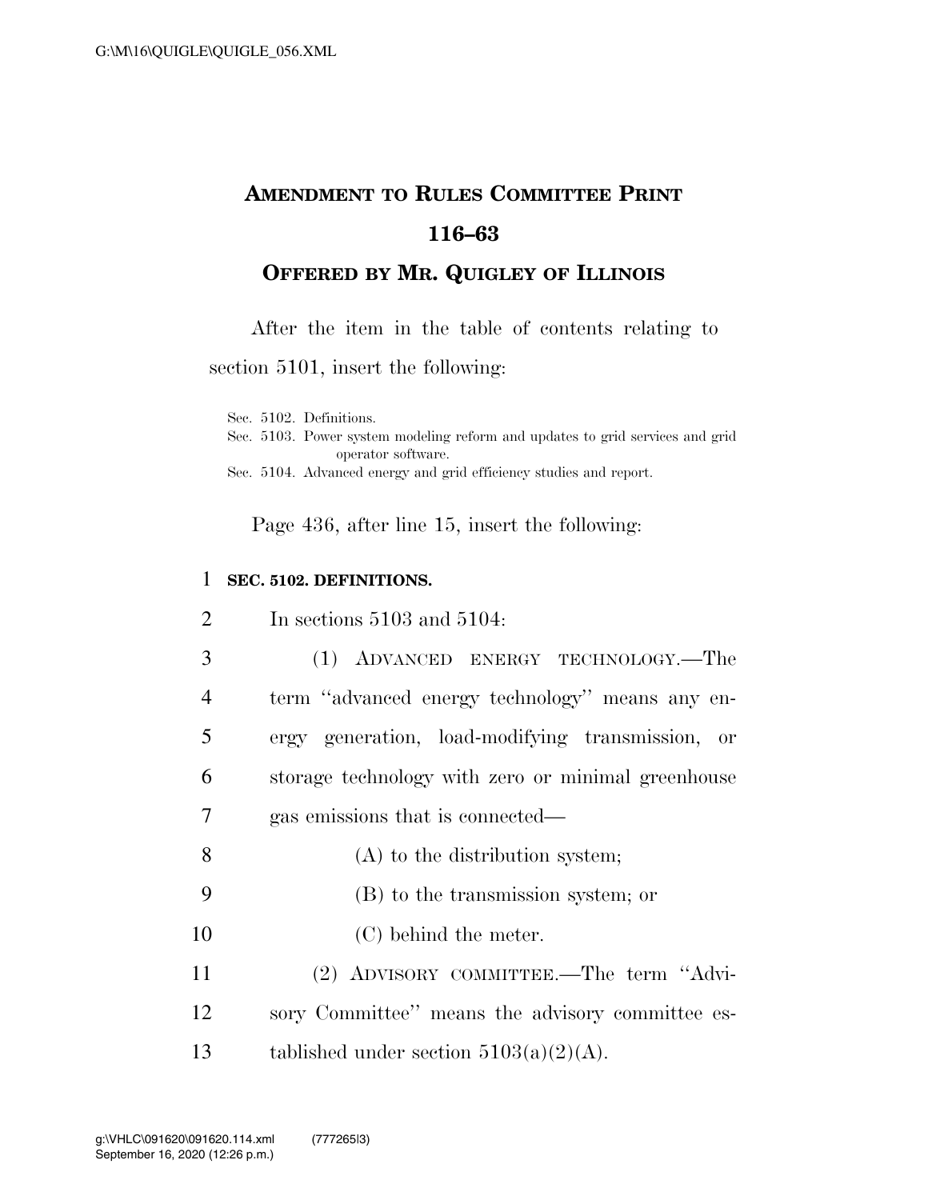# AMENDMENT TO RULES COMMITTEE PRINT 116–63

## OFFERED BY MR. QUIGLEY OF ILLINOIS

After the item in the table of contents relating to section 5101, insert the following:

Sec. 5102. Definitions.
Sec. 5103. Power system modeling reform and updates to grid services and grid operator software.
Sec. 5104. Advanced energy and grid efficiency studies and report.

Page 436, after line 15, insert the following:

**SEC. 5102. DEFINITIONS.**

In sections 5103 and 5104:

(1) ADVANCED ENERGY TECHNOLOGY.—The term ''advanced energy technology'' means any energy generation, load-modifying transmission, or storage technology with zero or minimal greenhouse gas emissions that is connected—

(A) to the distribution system;

(B) to the transmission system; or

(C) behind the meter.

(2) ADVISORY COMMITTEE.—The term ''Advisory Committee'' means the advisory committee established under section 5103(a)(2)(A).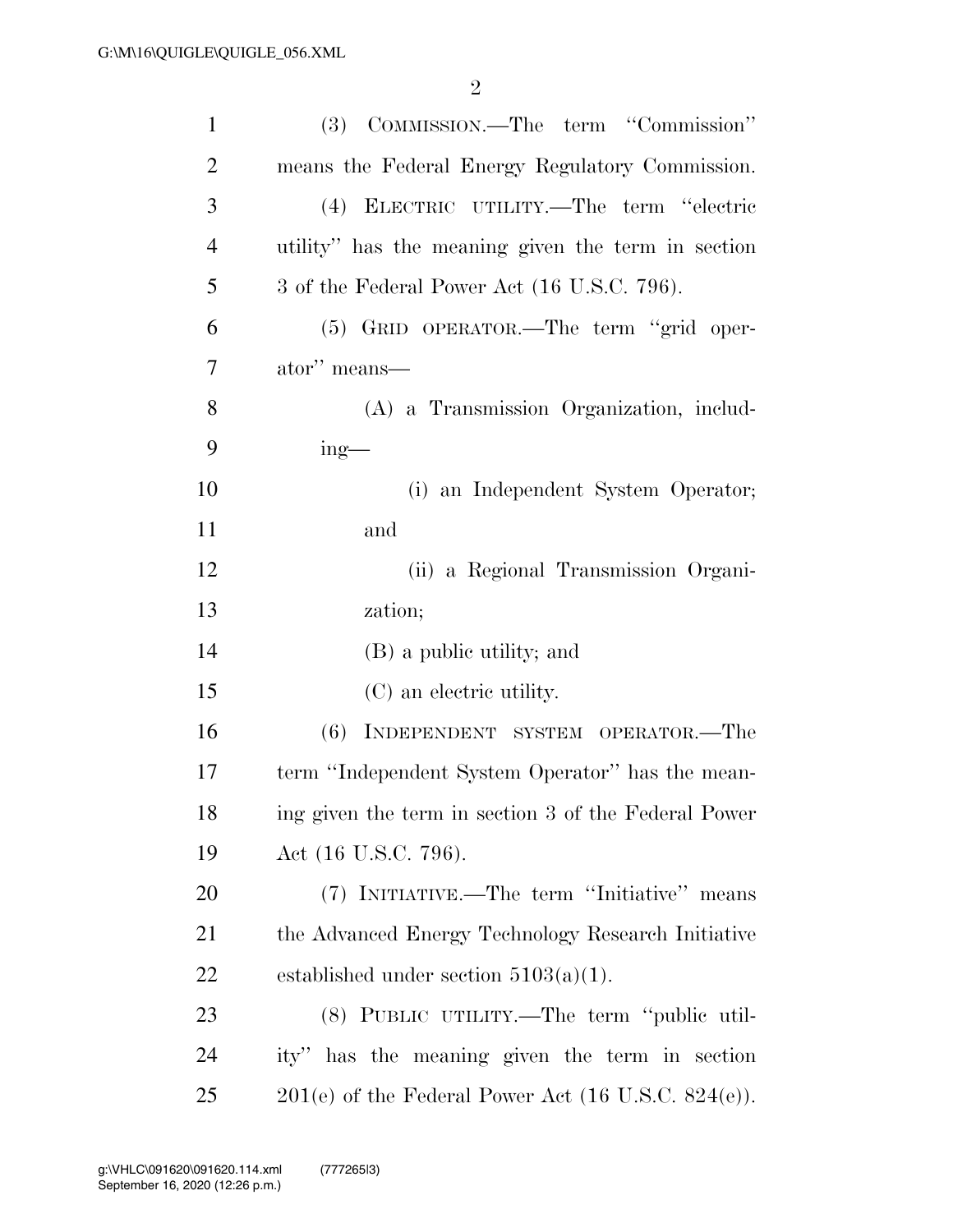(3) COMMISSION.—The term ''Commission'' means the Federal Energy Regulatory Commission.

(4) ELECTRIC UTILITY.—The term ''electric utility'' has the meaning given the term in section 3 of the Federal Power Act (16 U.S.C. 796).

(5) GRID OPERATOR.—The term ''grid operator'' means—

(A) a Transmission Organization, including—

(i) an Independent System Operator; and

(ii) a Regional Transmission Organization;

(B) a public utility; and

(C) an electric utility.

(6) INDEPENDENT SYSTEM OPERATOR.—The term ''Independent System Operator'' has the meaning given the term in section 3 of the Federal Power Act (16 U.S.C. 796).

(7) INITIATIVE.—The term ''Initiative'' means the Advanced Energy Technology Research Initiative established under section 5103(a)(1).

(8) PUBLIC UTILITY.—The term ''public utility'' has the meaning given the term in section 201(e) of the Federal Power Act (16 U.S.C. 824(e)).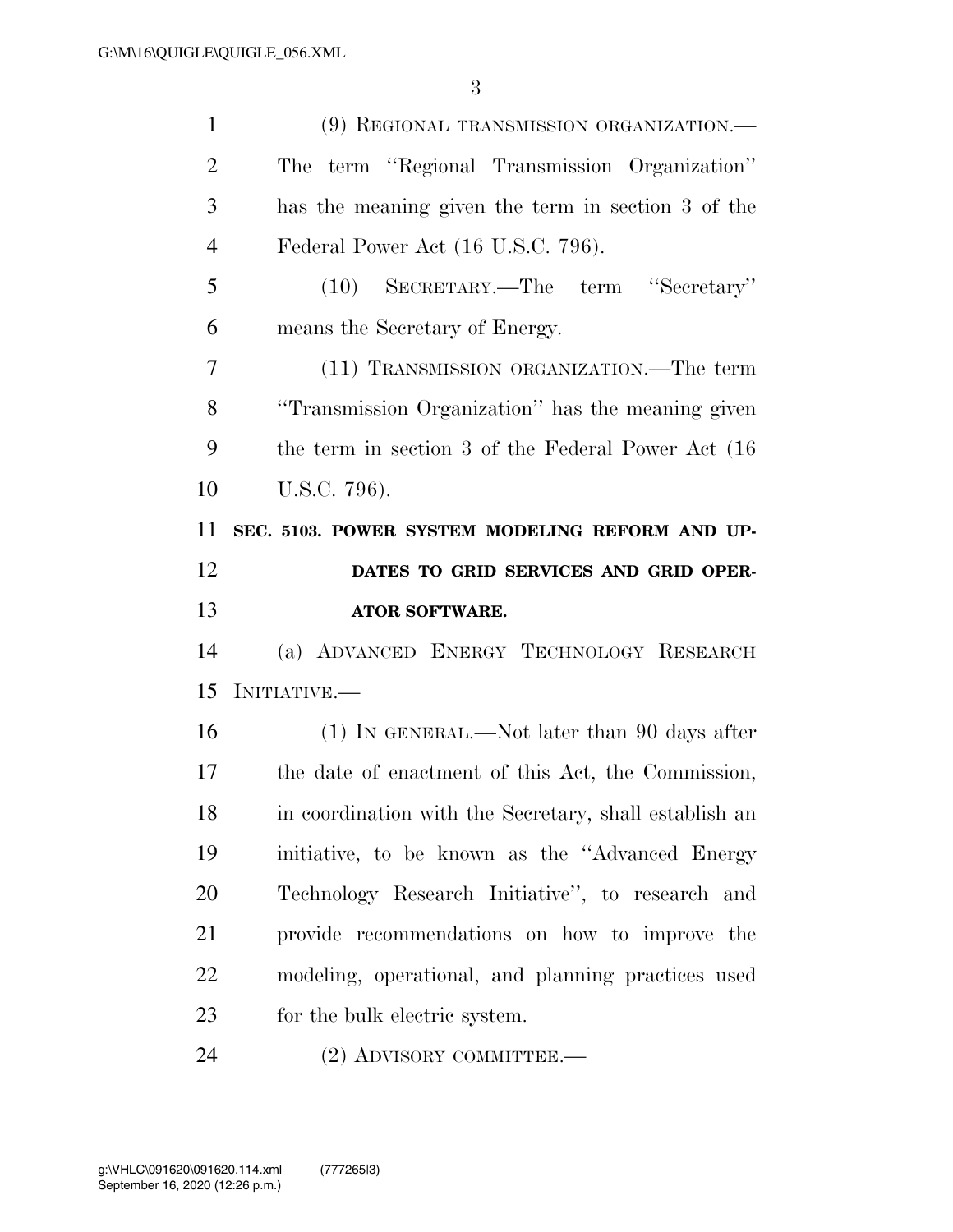(9) REGIONAL TRANSMISSION ORGANIZATION.—The term ''Regional Transmission Organization'' has the meaning given the term in section 3 of the Federal Power Act (16 U.S.C. 796).

(10) SECRETARY.—The term ''Secretary'' means the Secretary of Energy.

(11) TRANSMISSION ORGANIZATION.—The term ''Transmission Organization'' has the meaning given the term in section 3 of the Federal Power Act (16 U.S.C. 796).

**SEC. 5103. POWER SYSTEM MODELING REFORM AND UPDATES TO GRID SERVICES AND GRID OPERATOR SOFTWARE.**

(a) ADVANCED ENERGY TECHNOLOGY RESEARCH INITIATIVE.—

(1) IN GENERAL.—Not later than 90 days after the date of enactment of this Act, the Commission, in coordination with the Secretary, shall establish an initiative, to be known as the ''Advanced Energy Technology Research Initiative'', to research and provide recommendations on how to improve the modeling, operational, and planning practices used for the bulk electric system.

(2) ADVISORY COMMITTEE.—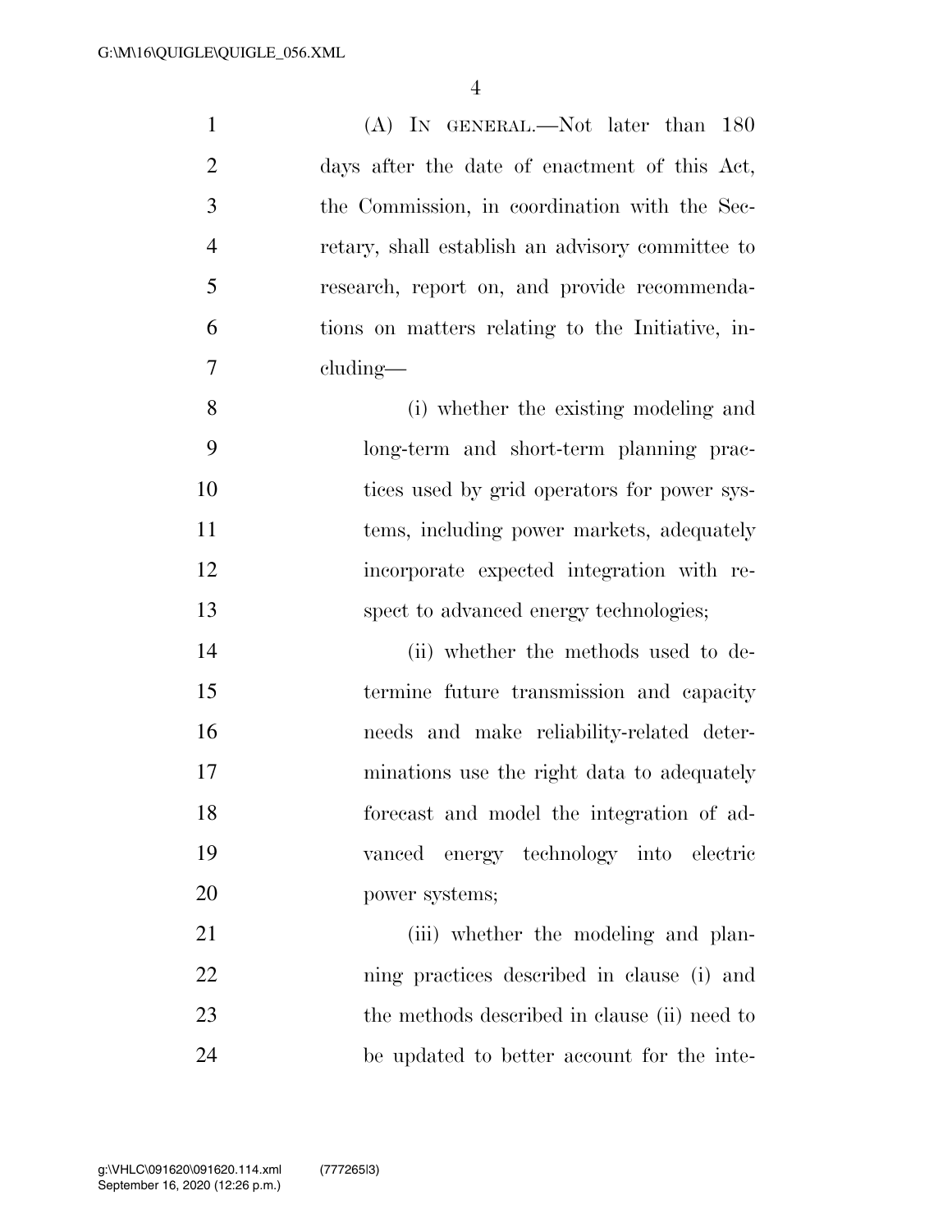(A) IN GENERAL.—Not later than 180 days after the date of enactment of this Act, the Commission, in coordination with the Secretary, shall establish an advisory committee to research, report on, and provide recommendations on matters relating to the Initiative, including—

(i) whether the existing modeling and long-term and short-term planning practices used by grid operators for power systems, including power markets, adequately incorporate expected integration with respect to advanced energy technologies;

(ii) whether the methods used to determine future transmission and capacity needs and make reliability-related determinations use the right data to adequately forecast and model the integration of advanced energy technology into electric power systems;

(iii) whether the modeling and planning practices described in clause (i) and the methods described in clause (ii) need to be updated to better account for the inte-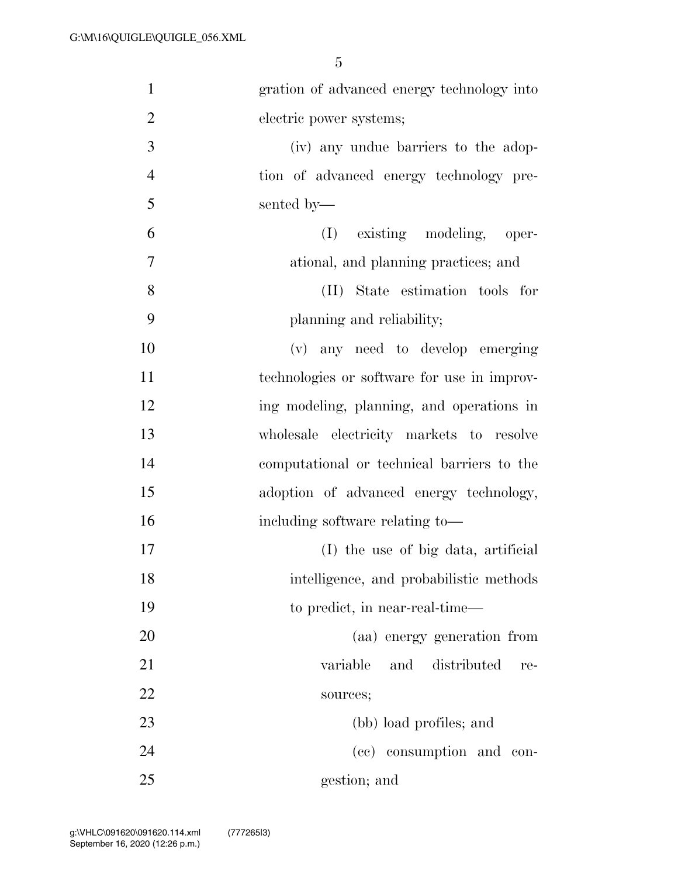gration of advanced energy technology into electric power systems;

(iv) any undue barriers to the adoption of advanced energy technology presented by—

(I) existing modeling, operational, and planning practices; and

(II) State estimation tools for planning and reliability;

(v) any need to develop emerging technologies or software for use in improving modeling, planning, and operations in wholesale electricity markets to resolve computational or technical barriers to the adoption of advanced energy technology, including software relating to—

(I) the use of big data, artificial intelligence, and probabilistic methods to predict, in near-real-time—

(aa) energy generation from variable and distributed resources;

(bb) load profiles; and

(cc) consumption and congestion; and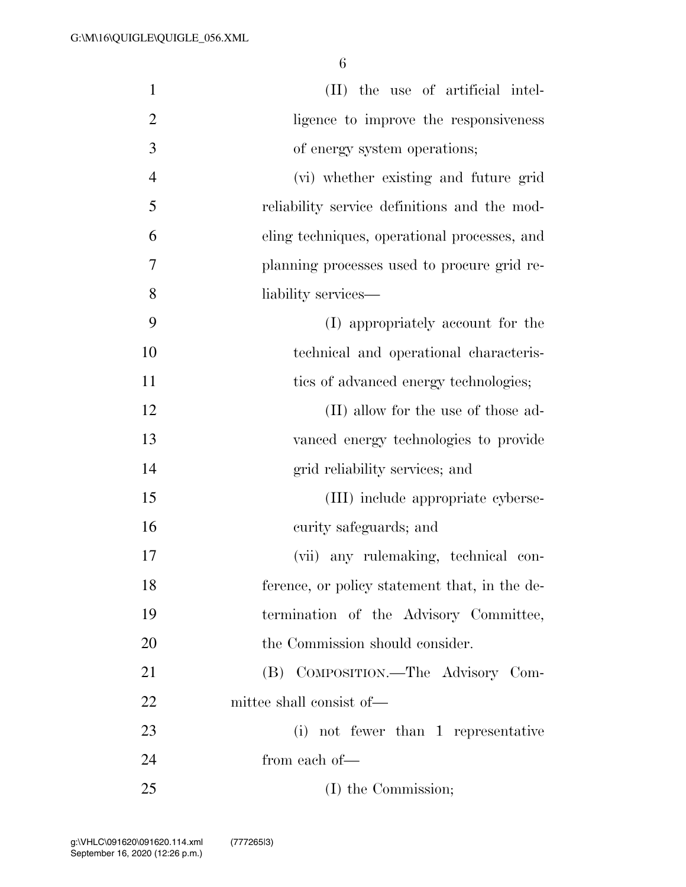(II) the use of artificial intelligence to improve the responsiveness of energy system operations;

(vi) whether existing and future grid reliability service definitions and the modeling techniques, operational processes, and planning processes used to procure grid reliability services—

(I) appropriately account for the technical and operational characteristics of advanced energy technologies;

(II) allow for the use of those advanced energy technologies to provide grid reliability services; and

(III) include appropriate cybersecurity safeguards; and

(vii) any rulemaking, technical conference, or policy statement that, in the determination of the Advisory Committee, the Commission should consider.

(B) COMPOSITION.—The Advisory Committee shall consist of—

(i) not fewer than 1 representative from each of—

(I) the Commission;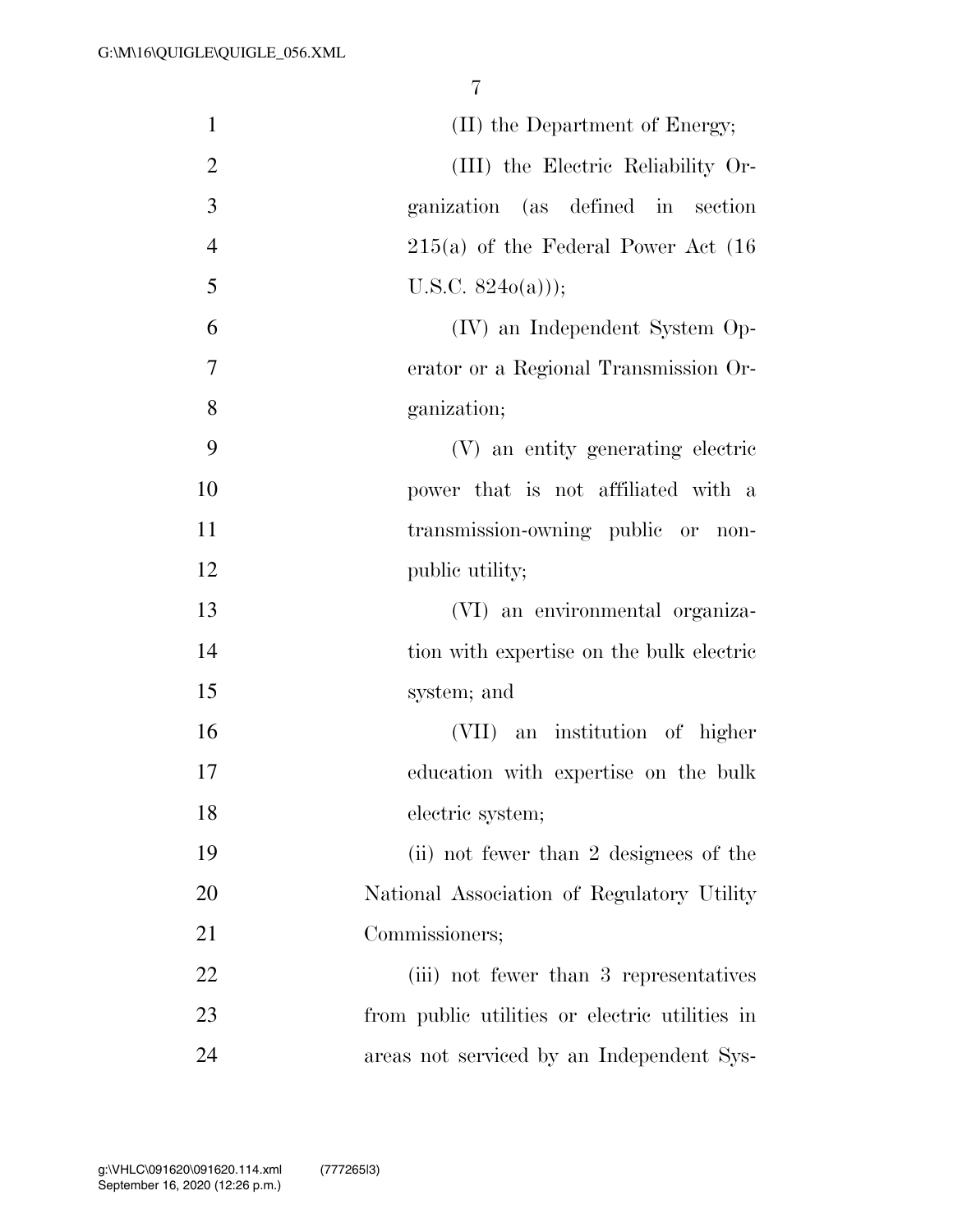(II) the Department of Energy;

(III) the Electric Reliability Organization (as defined in section 215(a) of the Federal Power Act (16 U.S.C. 824o(a)));

(IV) an Independent System Operator or a Regional Transmission Organization;

(V) an entity generating electric power that is not affiliated with a transmission-owning public or non-public utility;

(VI) an environmental organization with expertise on the bulk electric system; and

(VII) an institution of higher education with expertise on the bulk electric system;

(ii) not fewer than 2 designees of the National Association of Regulatory Utility Commissioners;

(iii) not fewer than 3 representatives from public utilities or electric utilities in areas not serviced by an Independent Sys-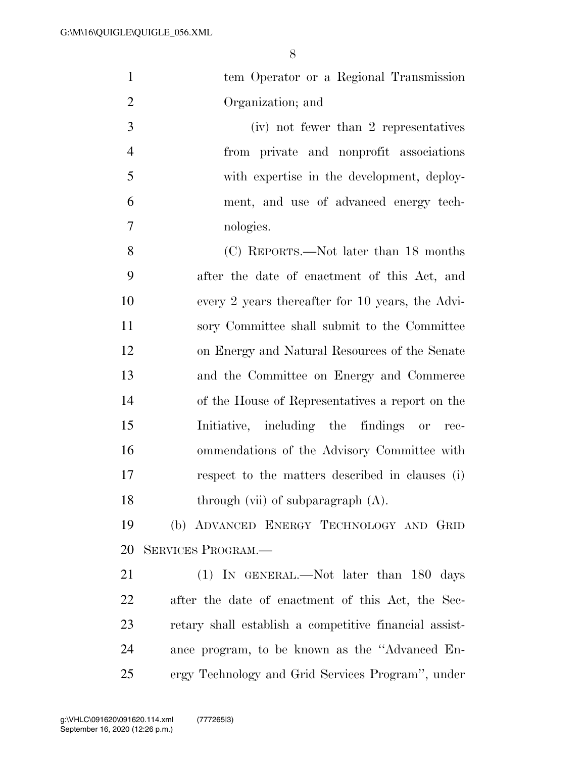tem Operator or a Regional Transmission Organization; and

(iv) not fewer than 2 representatives from private and nonprofit associations with expertise in the development, deployment, and use of advanced energy technologies.

(C) REPORTS.—Not later than 18 months after the date of enactment of this Act, and every 2 years thereafter for 10 years, the Advisory Committee shall submit to the Committee on Energy and Natural Resources of the Senate and the Committee on Energy and Commerce of the House of Representatives a report on the Initiative, including the findings or recommendations of the Advisory Committee with respect to the matters described in clauses (i) through (vii) of subparagraph (A).

(b) ADVANCED ENERGY TECHNOLOGY AND GRID SERVICES PROGRAM.—

(1) IN GENERAL.—Not later than 180 days after the date of enactment of this Act, the Secretary shall establish a competitive financial assistance program, to be known as the ''Advanced Energy Technology and Grid Services Program'', under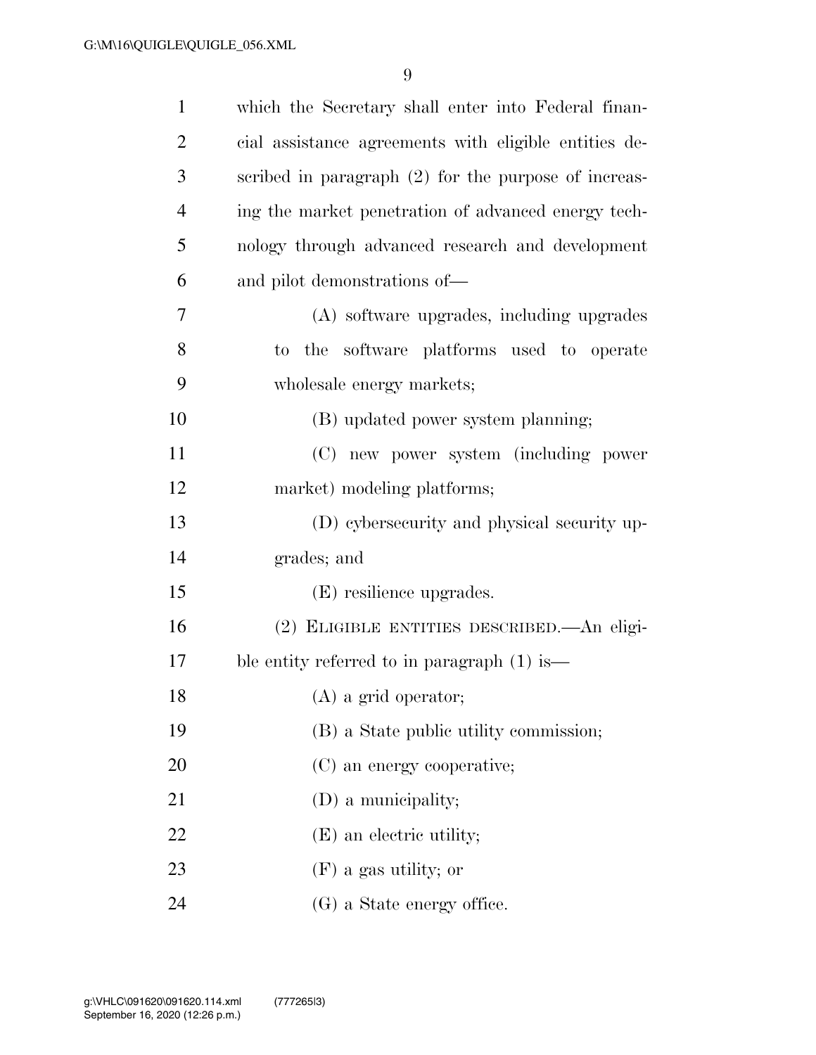which the Secretary shall enter into Federal financial assistance agreements with eligible entities described in paragraph (2) for the purpose of increasing the market penetration of advanced energy technology through advanced research and development and pilot demonstrations of—

(A) software upgrades, including upgrades to the software platforms used to operate wholesale energy markets;

(B) updated power system planning;

(C) new power system (including power market) modeling platforms;

(D) cybersecurity and physical security upgrades; and

(E) resilience upgrades.

(2) ELIGIBLE ENTITIES DESCRIBED.—An eligible entity referred to in paragraph (1) is—

(A) a grid operator;

(B) a State public utility commission;

(C) an energy cooperative;

(D) a municipality;

(E) an electric utility;

(F) a gas utility; or

(G) a State energy office.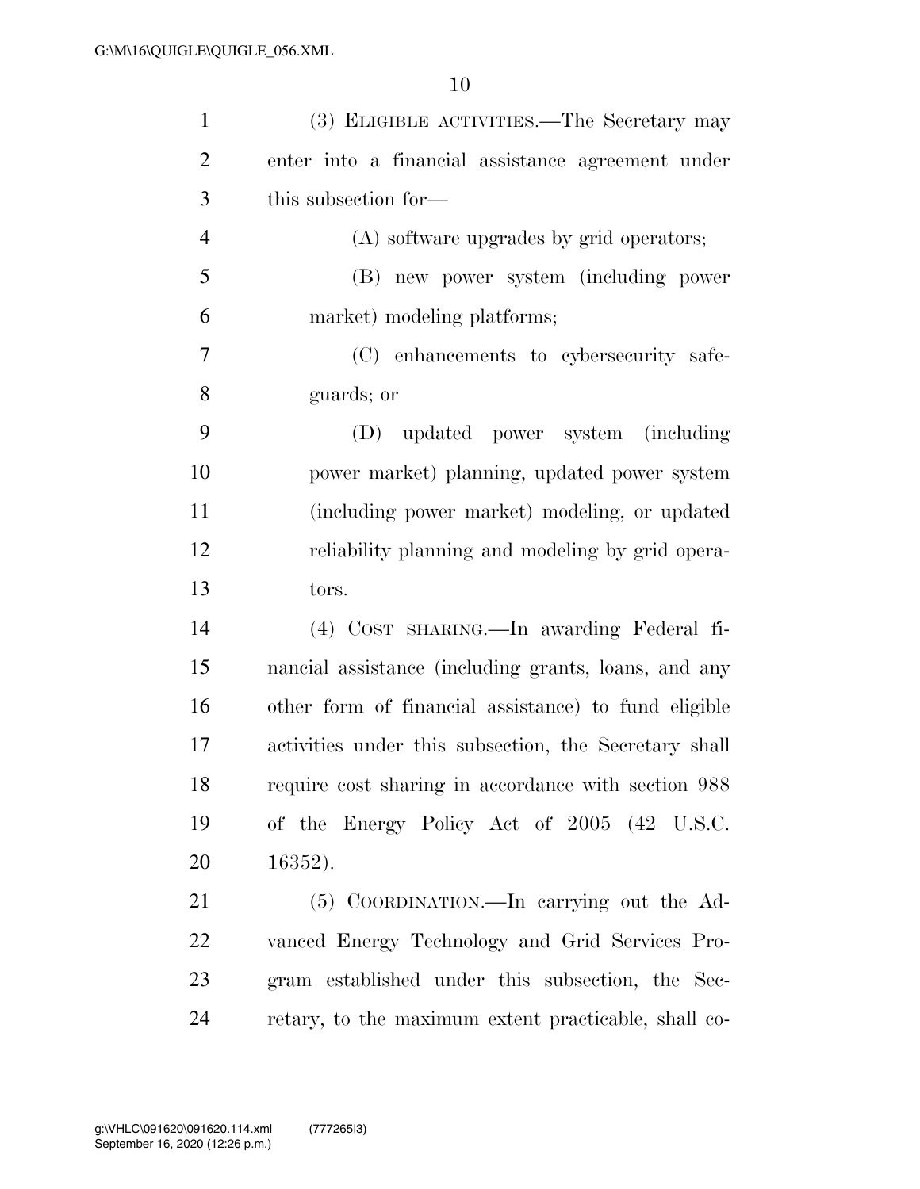(3) ELIGIBLE ACTIVITIES.—The Secretary may enter into a financial assistance agreement under this subsection for—

(A) software upgrades by grid operators;

(B) new power system (including power market) modeling platforms;

(C) enhancements to cybersecurity safeguards; or

(D) updated power system (including power market) planning, updated power system (including power market) modeling, or updated reliability planning and modeling by grid operators.

(4) COST SHARING.—In awarding Federal financial assistance (including grants, loans, and any other form of financial assistance) to fund eligible activities under this subsection, the Secretary shall require cost sharing in accordance with section 988 of the Energy Policy Act of 2005 (42 U.S.C. 16352).

(5) COORDINATION.—In carrying out the Advanced Energy Technology and Grid Services Program established under this subsection, the Secretary, to the maximum extent practicable, shall co-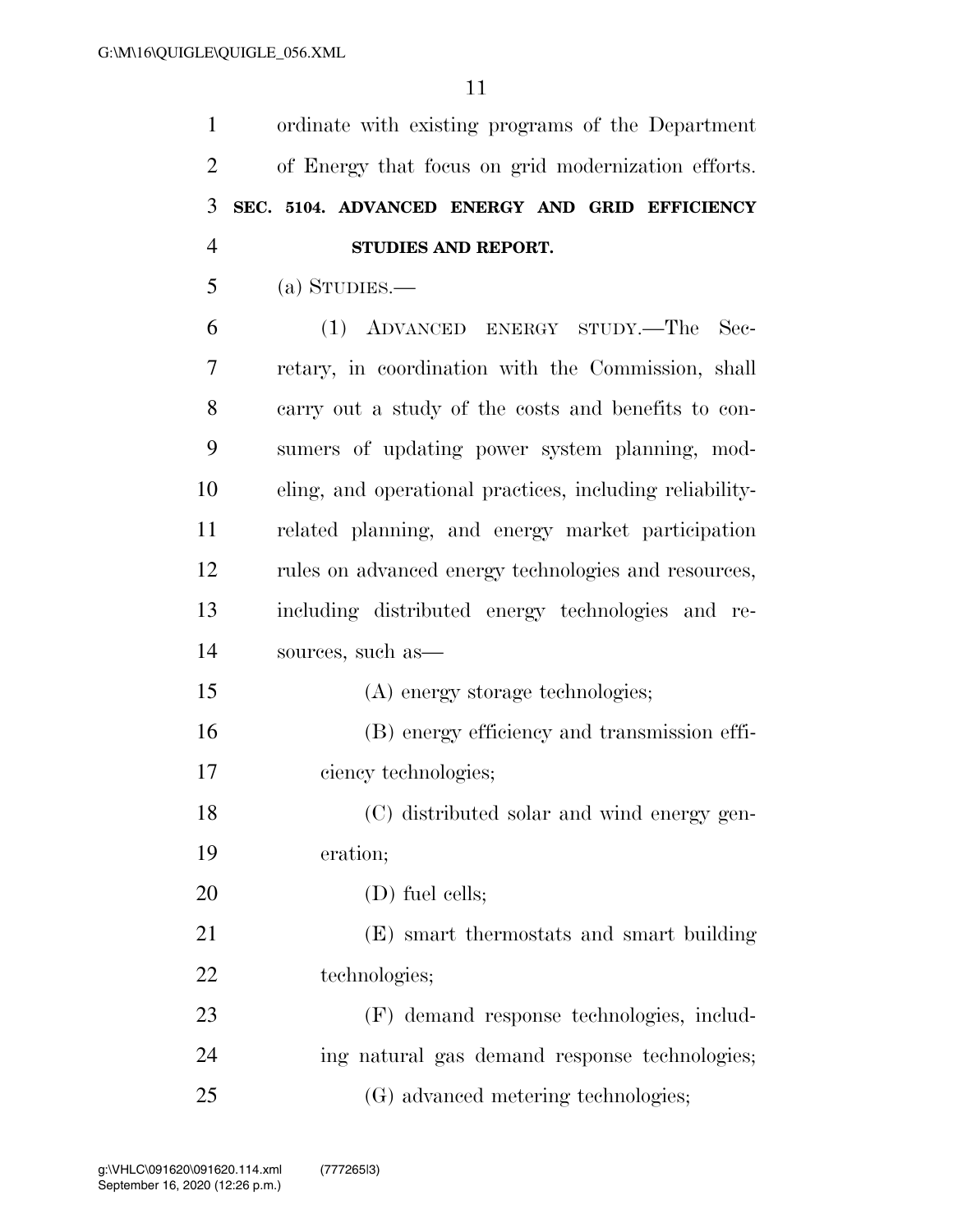ordinate with existing programs of the Department of Energy that focus on grid modernization efforts.

**SEC. 5104. ADVANCED ENERGY AND GRID EFFICIENCY STUDIES AND REPORT.**

(a) STUDIES.—

(1) ADVANCED ENERGY STUDY.—The Secretary, in coordination with the Commission, shall carry out a study of the costs and benefits to consumers of updating power system planning, modeling, and operational practices, including reliability-related planning, and energy market participation rules on advanced energy technologies and resources, including distributed energy technologies and resources, such as—

(A) energy storage technologies;

(B) energy efficiency and transmission efficiency technologies;

(C) distributed solar and wind energy generation;

(D) fuel cells;

(E) smart thermostats and smart building technologies;

(F) demand response technologies, including natural gas demand response technologies;

(G) advanced metering technologies;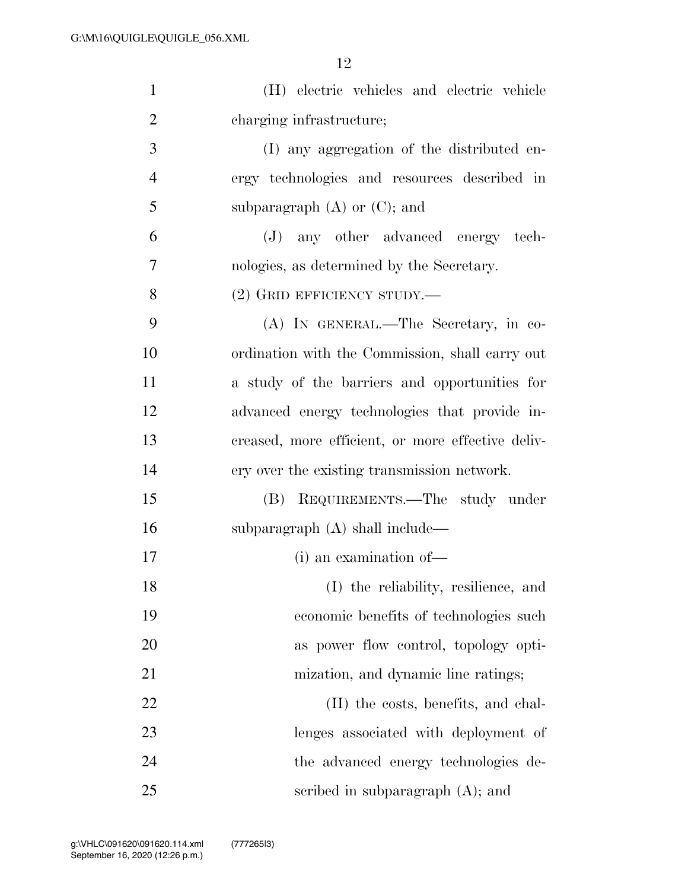(H) electric vehicles and electric vehicle charging infrastructure;

(I) any aggregation of the distributed energy technologies and resources described in subparagraph (A) or (C); and

(J) any other advanced energy technologies, as determined by the Secretary.

(2) GRID EFFICIENCY STUDY.—

(A) IN GENERAL.—The Secretary, in coordination with the Commission, shall carry out a study of the barriers and opportunities for advanced energy technologies that provide increased, more efficient, or more effective delivery over the existing transmission network.

(B) REQUIREMENTS.—The study under subparagraph (A) shall include—

(i) an examination of—

(I) the reliability, resilience, and economic benefits of technologies such as power flow control, topology optimization, and dynamic line ratings;

(II) the costs, benefits, and challenges associated with deployment of the advanced energy technologies described in subparagraph (A); and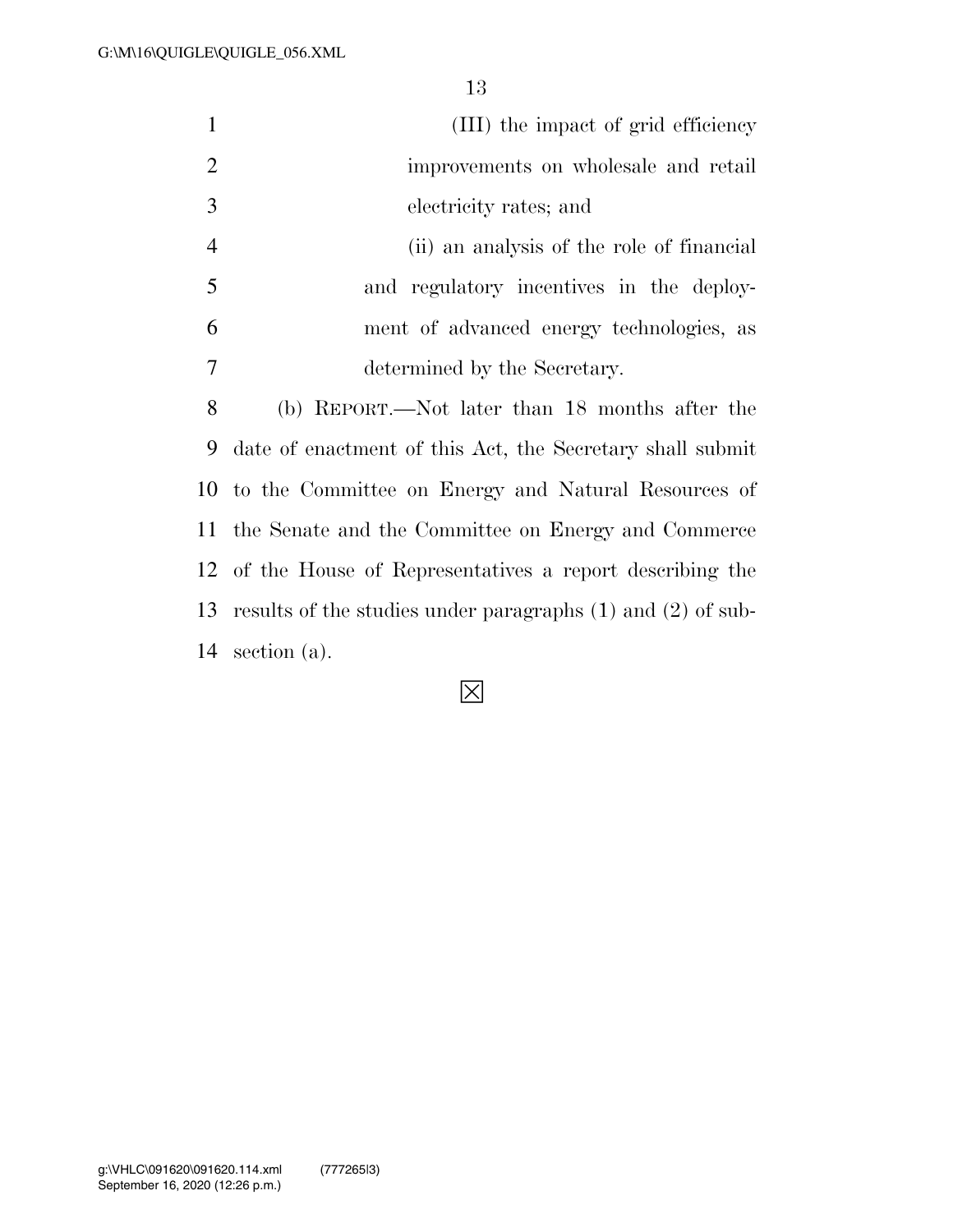(III) the impact of grid efficiency improvements on wholesale and retail electricity rates; and

(ii) an analysis of the role of financial and regulatory incentives in the deployment of advanced energy technologies, as determined by the Secretary.

(b) REPORT.—Not later than 18 months after the date of enactment of this Act, the Secretary shall submit to the Committee on Energy and Natural Resources of the Senate and the Committee on Energy and Commerce of the House of Representatives a report describing the results of the studies under paragraphs (1) and (2) of subsection (a).